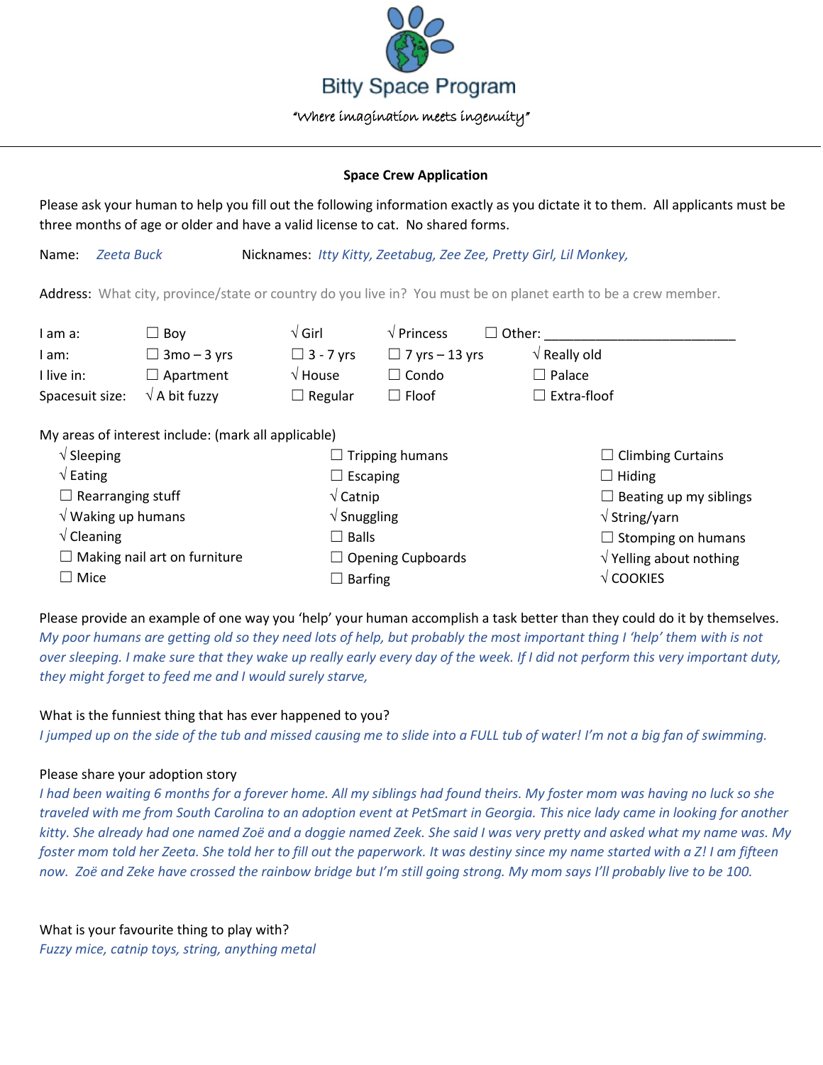# Bitty Space Program

*"Where imagination meets ingenuity"*

---

**Space Crew Application**

Please ask your human to help you fill out the following information exactly as you dictate it to them. All applicants must be three months of age or older and have a valid license to cat. No shared forms.

Name: *Zeeta Buck* Nicknames: *Itty Kitty, Zeetabug, Zee Zee, Pretty Girl, Lil Monkey,*

Address: What city, province/state or country do you live in? You must be on planet earth to be a crew member.

| | | | | | |
|---|---|---|---|---|---|
| I am a: | ☐ Boy | √ Girl | √ Princess | ☐ Other: ___________________________ | |
| I am: | ☐ 3mo – 3 yrs | ☐ 3 - 7 yrs | ☐ 7 yrs – 13 yrs | √ Really old | |
| I live in: | ☐ Apartment | √ House | ☐ Condo | ☐ Palace | |
| Spacesuit size: | √ A bit fuzzy | ☐ Regular | ☐ Floof | ☐ Extra-floof | |

My areas of interest include: (mark all applicable)

| | | |
|---|---|---|
| √ Sleeping | ☐ Tripping humans | ☐ Climbing Curtains |
| √ Eating | ☐ Escaping | ☐ Hiding |
| ☐ Rearranging stuff | √ Catnip | ☐ Beating up my siblings |
| √ Waking up humans | √ Snuggling | √ String/yarn |
| √ Cleaning | ☐ Balls | ☐ Stomping on humans |
| ☐ Making nail art on furniture | ☐ Opening Cupboards | √ Yelling about nothing |
| ☐ Mice | ☐ Barfing | √ COOKIES |

Please provide an example of one way you 'help' your human accomplish a task better than they could do it by themselves.
*My poor humans are getting old so they need lots of help, but probably the most important thing I 'help' them with is not over sleeping. I make sure that they wake up really early every day of the week. If I did not perform this very important duty, they might forget to feed me and I would surely starve,*

What is the funniest thing that has ever happened to you?
*I jumped up on the side of the tub and missed causing me to slide into a FULL tub of water! I'm not a big fan of swimming.*

Please share your adoption story
*I had been waiting 6 months for a forever home. All my siblings had found theirs. My foster mom was having no luck so she traveled with me from South Carolina to an adoption event at PetSmart in Georgia. This nice lady came in looking for another kitty. She already had one named Zoë and a doggie named Zeek. She said I was very pretty and asked what my name was. My foster mom told her Zeeta. She told her to fill out the paperwork. It was destiny since my name started with a Z! I am fifteen now. Zoë and Zeke have crossed the rainbow bridge but I'm still going strong. My mom says I'll probably live to be 100.*

What is your favourite thing to play with?
*Fuzzy mice, catnip toys, string, anything metal*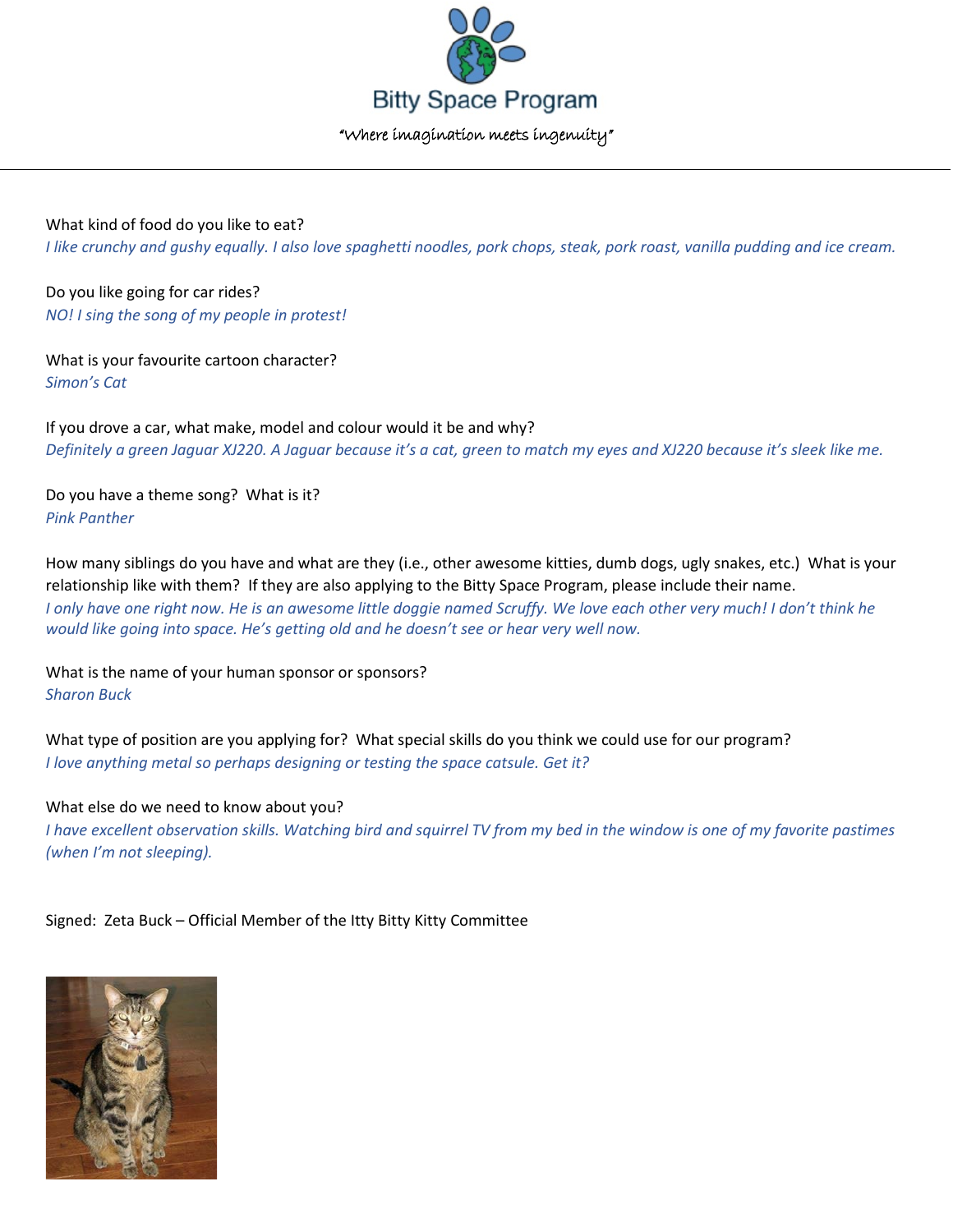Bitty Space Program

*"Where imagination meets ingenuity"*

What kind of food do you like to eat?
*I like crunchy and gushy equally. I also love spaghetti noodles, pork chops, steak, pork roast, vanilla pudding and ice cream.*

Do you like going for car rides?
*NO! I sing the song of my people in protest!*

What is your favourite cartoon character?
*Simon's Cat*

If you drove a car, what make, model and colour would it be and why?
*Definitely a green Jaguar XJ220. A Jaguar because it's a cat, green to match my eyes and XJ220 because it's sleek like me.*

Do you have a theme song? What is it?
*Pink Panther*

How many siblings do you have and what are they (i.e., other awesome kitties, dumb dogs, ugly snakes, etc.) What is your relationship like with them? If they are also applying to the Bitty Space Program, please include their name.
*I only have one right now. He is an awesome little doggie named Scruffy. We love each other very much! I don't think he would like going into space. He's getting old and he doesn't see or hear very well now.*

What is the name of your human sponsor or sponsors?
*Sharon Buck*

What type of position are you applying for? What special skills do you think we could use for our program?
*I love anything metal so perhaps designing or testing the space catsule. Get it?*

What else do we need to know about you?
*I have excellent observation skills. Watching bird and squirrel TV from my bed in the window is one of my favorite pastimes (when I'm not sleeping).*

Signed: Zeta Buck – Official Member of the Itty Bitty Kitty Committee